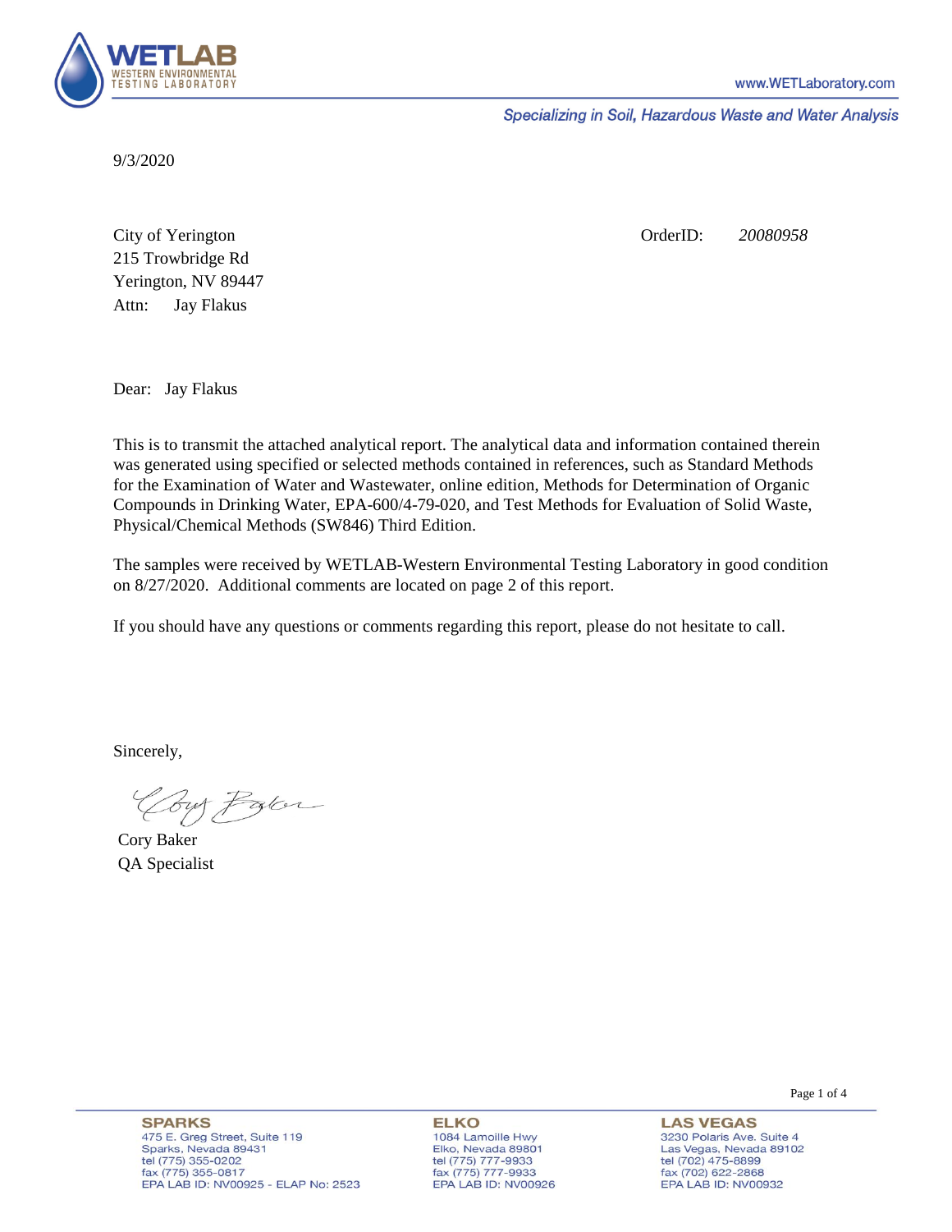**WETLAB** WESTERN ENVIRONMENTAL TESTING LABORATORY

www.WETLaboratory.com

*Specializing in Soil, Hazardous Waste and Water Analysis*

9/3/2020

City of Yerington
215 Trowbridge Rd
Yerington, NV 89447
Attn: Jay Flakus

OrderID: *20080958*

Dear: Jay Flakus

This is to transmit the attached analytical report. The analytical data and information contained therein was generated using specified or selected methods contained in references, such as Standard Methods for the Examination of Water and Wastewater, online edition, Methods for Determination of Organic Compounds in Drinking Water, EPA-600/4-79-020, and Test Methods for Evaluation of Solid Waste, Physical/Chemical Methods (SW846) Third Edition.

The samples were received by WETLAB-Western Environmental Testing Laboratory in good condition on 8/27/2020. Additional comments are located on page 2 of this report.

If you should have any questions or comments regarding this report, please do not hesitate to call.

Sincerely,

Cory Baker
QA Specialist

**SPARKS**
475 E. Greg Street, Suite 119
Sparks, Nevada 89431
tel (775) 355-0202
fax (775) 355-0817
EPA LAB ID: NV00925 - ELAP No: 2523

**ELKO**
1084 Lamoille Hwy
Elko, Nevada 89801
tel (775) 777-9933
fax (775) 777-9933
EPA LAB ID: NV00926

**LAS VEGAS**
3230 Polaris Ave. Suite 4
Las Vegas, Nevada 89102
tel (702) 475-8899
fax (702) 622-2868
EPA LAB ID: NV00932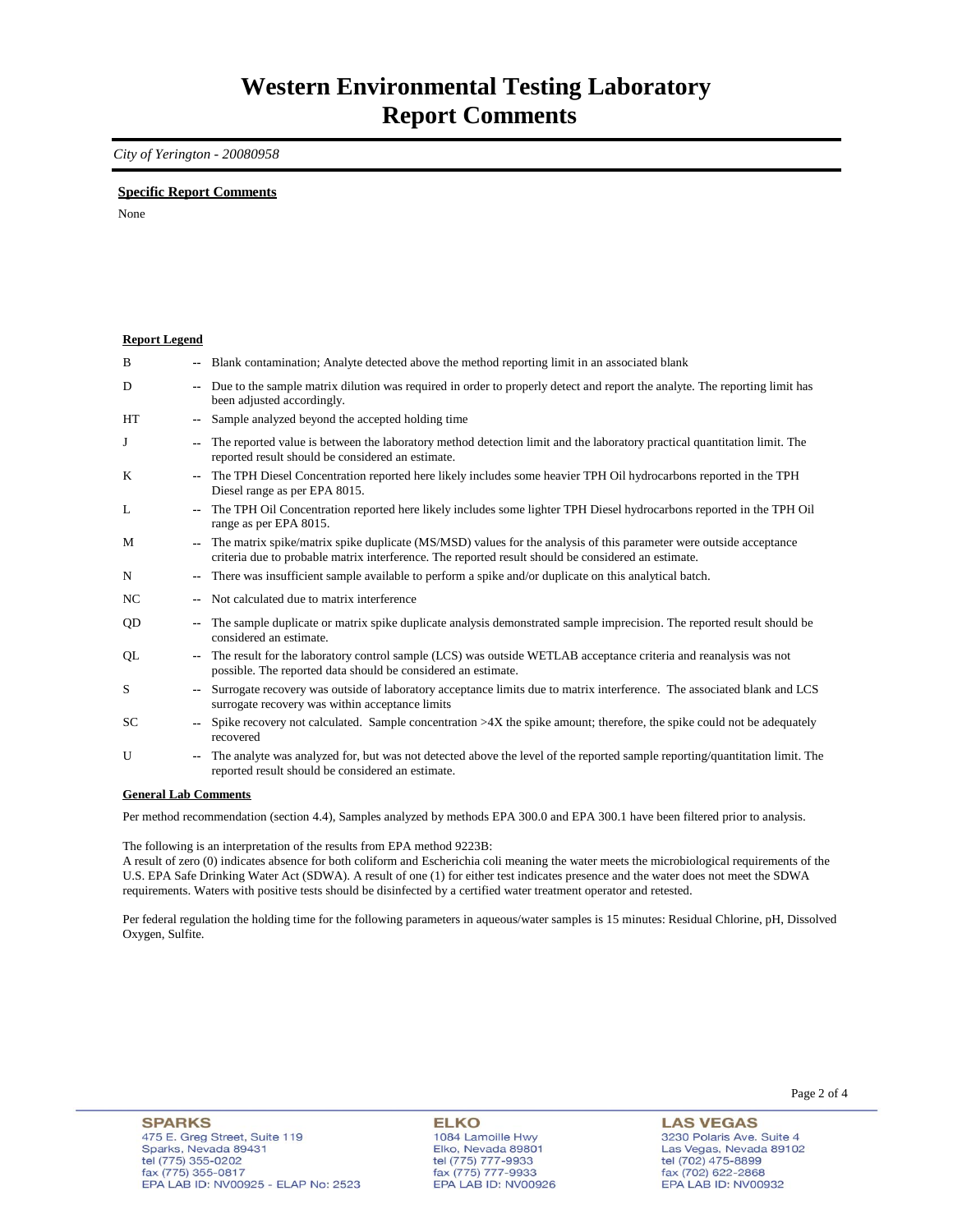# Western Environmental Testing Laboratory
# Report Comments

*City of Yerington - 20080958*

**Specific Report Comments**

None

**Report Legend**

| | | |
|---|---|---|
| B | -- | Blank contamination; Analyte detected above the method reporting limit in an associated blank |
| D | -- | Due to the sample matrix dilution was required in order to properly detect and report the analyte. The reporting limit has been adjusted accordingly. |
| HT | -- | Sample analyzed beyond the accepted holding time |
| J | -- | The reported value is between the laboratory method detection limit and the laboratory practical quantitation limit. The reported result should be considered an estimate. |
| K | -- | The TPH Diesel Concentration reported here likely includes some heavier TPH Oil hydrocarbons reported in the TPH Diesel range as per EPA 8015. |
| L | -- | The TPH Oil Concentration reported here likely includes some lighter TPH Diesel hydrocarbons reported in the TPH Oil range as per EPA 8015. |
| M | -- | The matrix spike/matrix spike duplicate (MS/MSD) values for the analysis of this parameter were outside acceptance criteria due to probable matrix interference. The reported result should be considered an estimate. |
| N | -- | There was insufficient sample available to perform a spike and/or duplicate on this analytical batch. |
| NC | -- | Not calculated due to matrix interference |
| QD | -- | The sample duplicate or matrix spike duplicate analysis demonstrated sample imprecision. The reported result should be considered an estimate. |
| QL | -- | The result for the laboratory control sample (LCS) was outside WETLAB acceptance criteria and reanalysis was not possible. The reported data should be considered an estimate. |
| S | -- | Surrogate recovery was outside of laboratory acceptance limits due to matrix interference. The associated blank and LCS surrogate recovery was within acceptance limits |
| SC | -- | Spike recovery not calculated. Sample concentration >4X the spike amount; therefore, the spike could not be adequately recovered |
| U | -- | The analyte was analyzed for, but was not detected above the level of the reported sample reporting/quantitation limit. The reported result should be considered an estimate. |

**General Lab Comments**

Per method recommendation (section 4.4), Samples analyzed by methods EPA 300.0 and EPA 300.1 have been filtered prior to analysis.

The following is an interpretation of the results from EPA method 9223B:
A result of zero (0) indicates absence for both coliform and Escherichia coli meaning the water meets the microbiological requirements of the U.S. EPA Safe Drinking Water Act (SDWA). A result of one (1) for either test indicates presence and the water does not meet the SDWA requirements. Waters with positive tests should be disinfected by a certified water treatment operator and retested.

Per federal regulation the holding time for the following parameters in aqueous/water samples is 15 minutes: Residual Chlorine, pH, Dissolved Oxygen, Sulfite.

**SPARKS**
475 E. Greg Street, Suite 119
Sparks, Nevada 89431
tel (775) 355-0202
fax (775) 355-0817
EPA LAB ID: NV00925 - ELAP No: 2523

**ELKO**
1084 Lamoille Hwy
Elko, Nevada 89801
tel (775) 777-9933
fax (775) 777-9933
EPA LAB ID: NV00926

**LAS VEGAS**
3230 Polaris Ave. Suite 4
Las Vegas, Nevada 89102
tel (702) 475-8899
fax (702) 622-2868
EPA LAB ID: NV00932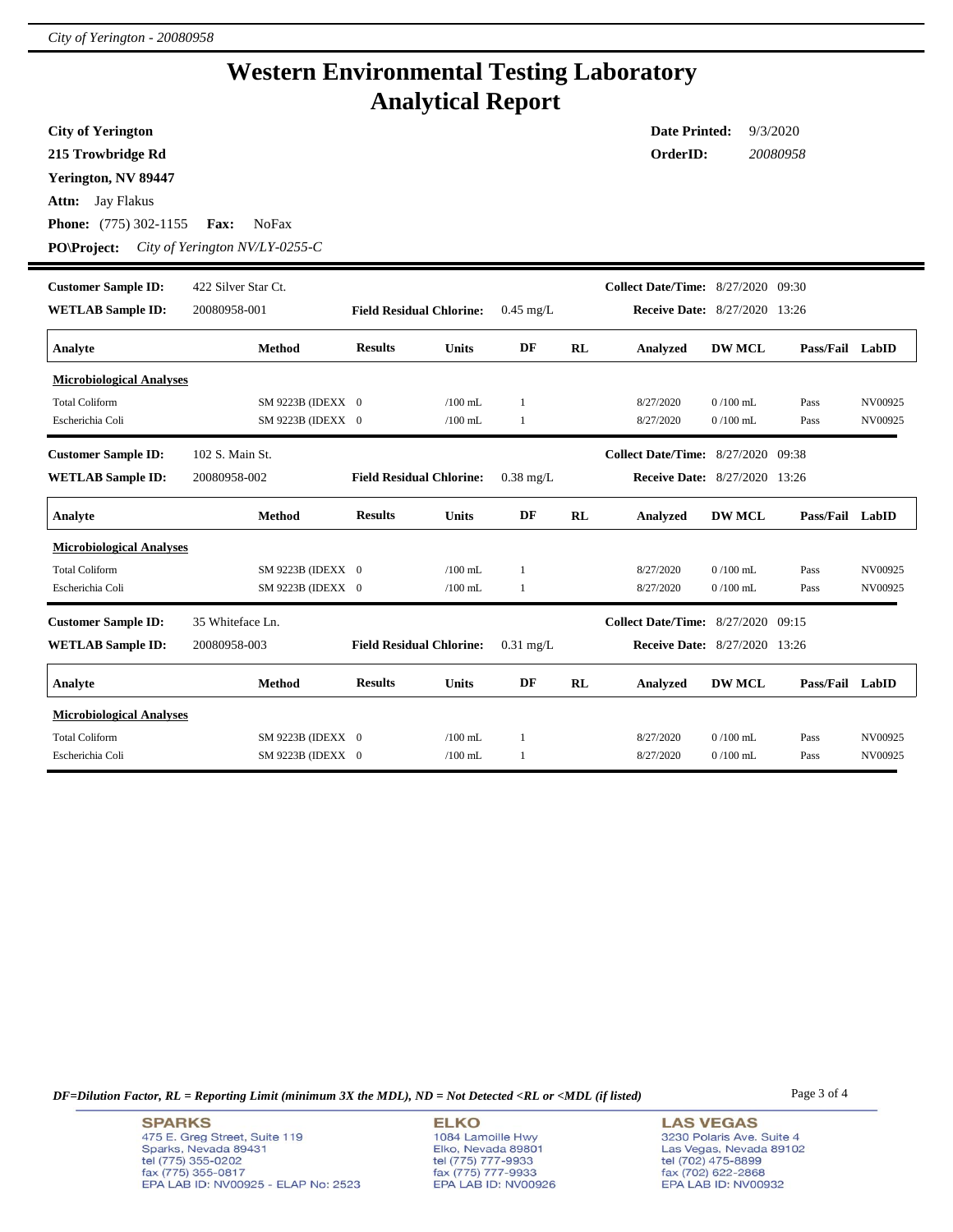# Western Environmental Testing Laboratory
# Analytical Report

**City of Yerington**
**215 Trowbridge Rd**
**Yerington, NV 89447**
**Attn:** Jay Flakus
**Phone:** (775) 302-1155 **Fax:** NoFax
**PO\Project:** *City of Yerington NV/LY-0255-C*

**Date Printed:** 9/3/2020
**OrderID:** *20080958*

---

**Customer Sample ID:** 422 Silver Star Ct.
**WETLAB Sample ID:** 20080958-001
**Field Residual Chlorine:** 0.45 mg/L
**Collect Date/Time:** 8/27/2020 09:30
**Receive Date:** 8/27/2020 13:26

| Analyte | Method | Results | Units | DF | RL | Analyzed | DW MCL | Pass/Fail | LabID |
|---|---|---|---|---|---|---|---|---|---|
| **Microbiological Analyses** | | | | | | | | | |
| Total Coliform | SM 9223B (IDEXX | 0 | /100 mL | 1 | | 8/27/2020 | 0 /100 mL | Pass | NV00925 |
| Escherichia Coli | SM 9223B (IDEXX | 0 | /100 mL | 1 | | 8/27/2020 | 0 /100 mL | Pass | NV00925 |

**Customer Sample ID:** 102 S. Main St.
**WETLAB Sample ID:** 20080958-002
**Field Residual Chlorine:** 0.38 mg/L
**Collect Date/Time:** 8/27/2020 09:38
**Receive Date:** 8/27/2020 13:26

| Analyte | Method | Results | Units | DF | RL | Analyzed | DW MCL | Pass/Fail | LabID |
|---|---|---|---|---|---|---|---|---|---|
| **Microbiological Analyses** | | | | | | | | | |
| Total Coliform | SM 9223B (IDEXX | 0 | /100 mL | 1 | | 8/27/2020 | 0 /100 mL | Pass | NV00925 |
| Escherichia Coli | SM 9223B (IDEXX | 0 | /100 mL | 1 | | 8/27/2020 | 0 /100 mL | Pass | NV00925 |

**Customer Sample ID:** 35 Whiteface Ln.
**WETLAB Sample ID:** 20080958-003
**Field Residual Chlorine:** 0.31 mg/L
**Collect Date/Time:** 8/27/2020 09:15
**Receive Date:** 8/27/2020 13:26

| Analyte | Method | Results | Units | DF | RL | Analyzed | DW MCL | Pass/Fail | LabID |
|---|---|---|---|---|---|---|---|---|---|
| **Microbiological Analyses** | | | | | | | | | |
| Total Coliform | SM 9223B (IDEXX | 0 | /100 mL | 1 | | 8/27/2020 | 0 /100 mL | Pass | NV00925 |
| Escherichia Coli | SM 9223B (IDEXX | 0 | /100 mL | 1 | | 8/27/2020 | 0 /100 mL | Pass | NV00925 |

*DF=Dilution Factor, RL = Reporting Limit (minimum 3X the MDL), ND = Not Detected <RL or <MDL (if listed)*

**SPARKS**
475 E. Greg Street, Suite 119
Sparks, Nevada 89431
tel (775) 355-0202
fax (775) 355-0817
EPA LAB ID: NV00925 - ELAP No: 2523

**ELKO**
1084 Lamoille Hwy
Elko, Nevada 89801
tel (775) 777-9933
fax (775) 777-9933
EPA LAB ID: NV00926

**LAS VEGAS**
3230 Polaris Ave. Suite 4
Las Vegas, Nevada 89102
tel (702) 475-8899
fax (702) 622-2868
EPA LAB ID: NV00932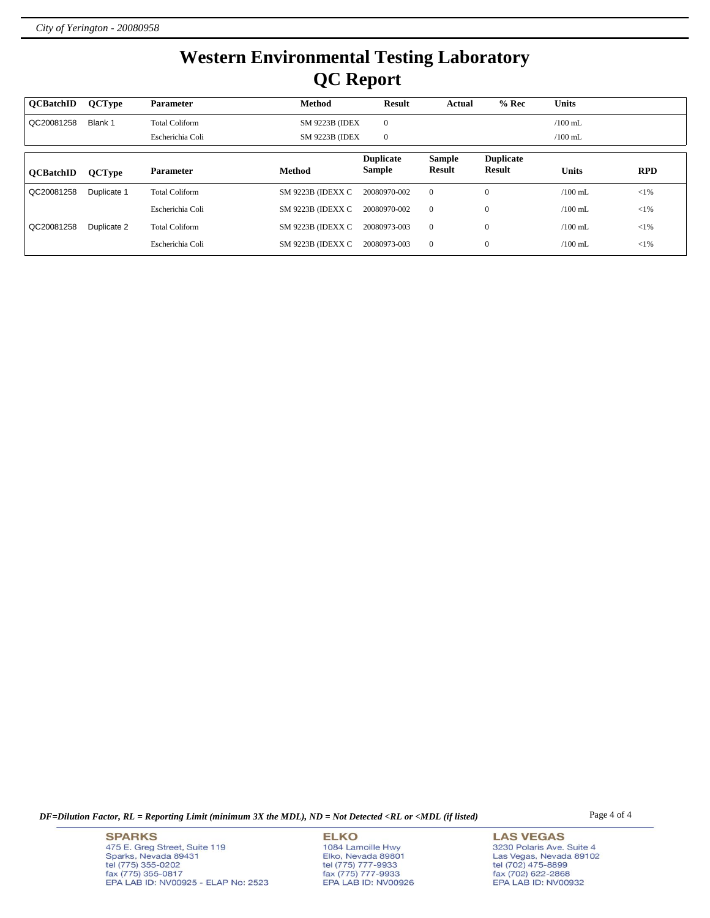# Western Environmental Testing Laboratory

## QC Report

| QCBatchID | QCType | Parameter | Method | Result | Actual | % Rec | Units |
|---|---|---|---|---|---|---|---|
| QC20081258 | Blank 1 | Total Coliform | SM 9223B (IDEX | 0 | | | /100 mL |
| | | Escherichia Coli | SM 9223B (IDEX | 0 | | | /100 mL |

| QCBatchID | QCType | Parameter | Method | Duplicate Sample | Sample Result | Duplicate Result | Units | RPD |
|---|---|---|---|---|---|---|---|---|
| QC20081258 | Duplicate 1 | Total Coliform | SM 9223B (IDEXX C | 20080970-002 | 0 | 0 | /100 mL | <1% |
| | | Escherichia Coli | SM 9223B (IDEXX C | 20080970-002 | 0 | 0 | /100 mL | <1% |
| QC20081258 | Duplicate 2 | Total Coliform | SM 9223B (IDEXX C | 20080973-003 | 0 | 0 | /100 mL | <1% |
| | | Escherichia Coli | SM 9223B (IDEXX C | 20080973-003 | 0 | 0 | /100 mL | <1% |

*DF=Dilution Factor, RL = Reporting Limit (minimum 3X the MDL), ND = Not Detected <RL or <MDL (if listed)*

**SPARKS**
475 E. Greg Street, Suite 119
Sparks, Nevada 89431
tel (775) 355-0202
fax (775) 355-0817
EPA LAB ID: NV00925 - ELAP No: 2523

**ELKO**
1084 Lamoille Hwy
Elko, Nevada 89801
tel (775) 777-9933
fax (775) 777-9933
EPA LAB ID: NV00926

**LAS VEGAS**
3230 Polaris Ave. Suite 4
Las Vegas, Nevada 89102
tel (702) 475-8899
fax (702) 622-2868
EPA LAB ID: NV00932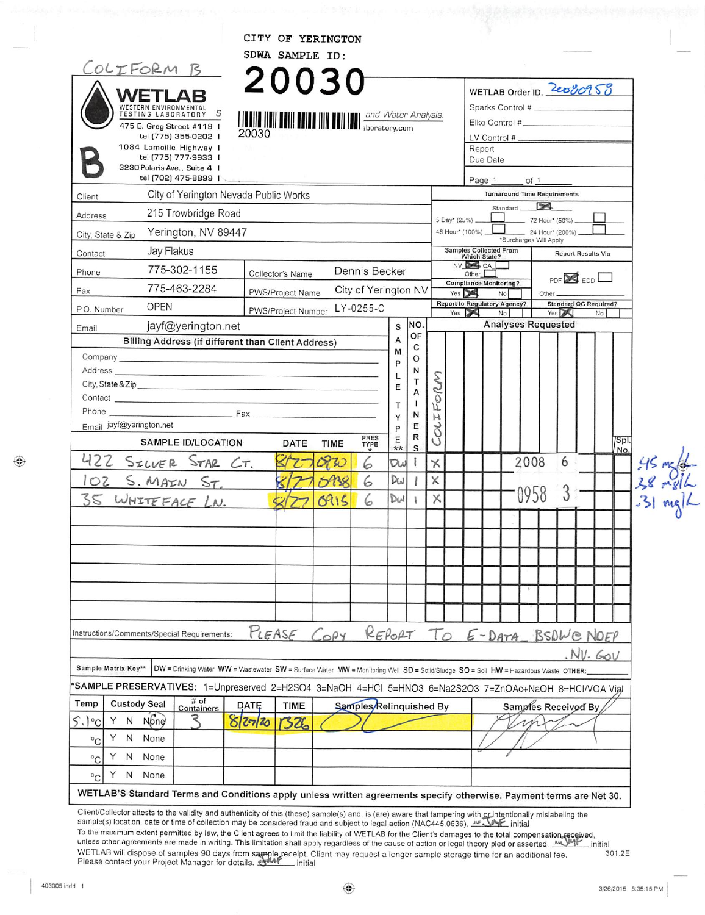CITY OF YERINGTON

SDWA SAMPLE ID:

COLIFORM B

# 20030

20030

**WETLAB**
WESTERN ENVIRONMENTAL TESTING LABORATORY

and Water Analysis.
laboratory.com

475 E. Greg Street #119 | tel (775) 355-0202 |
1084 Lamoille Highway | tel (775) 777-9933 |
3230 Polaris Ave., Suite 4 | tel (702) 475-8899 |

WETLAB Order ID. 2008058

Sparks Control #

Elko Control #

LV Control #

Report Due Date

Page 1 of 1

| | | | |
|---|---|---|---|
| Client | City of Yerington Nevada Public Works | | |
| Address | 215 Trowbridge Road | | |
| City, State & Zip | Yerington, NV 89447 | | |
| Contact | Jay Flakus | | |
| Phone | 775-302-1155 | Collector's Name | Dennis Becker |
| Fax | 775-463-2284 | PWS/Project Name | City of Yerington NV |
| P.O. Number | OPEN | PWS/Project Number | LY-0255-C |
| Email | jayf@yerington.net | | |

**Turnaround Time Requirements**

Standard [X]
5 Day* (25%) [ ] 72 Hour* (50%) [ ]
48 Hour* (100%) [ ] 24 Hour* (200%) [ ]
*Surcharges Will Apply

Samples Collected From Which State? NV [X] CA [ ] Other [ ]

Report Results Via: PDF [X] EDD [ ] Other

Compliance Monitoring? Yes [X] No [ ]

Report to Regulatory Agency? Yes [X] No [ ]

Standard QC Required? Yes [X] No [ ]

**Billing Address (if different than Client Address)**

Company

Address

City, State & Zip

Contact

Phone Fax

Email jayf@yerington.net

**Analyses Requested**

| SAMPLE ID/LOCATION | DATE | TIME | PRES TYPE* | SAMPLE TYPE** | NO. OF CONTAINERS | COLIFORM | | Spl. No. |
|---|---|---|---|---|---|---|---|---|
| 422 SILVER STAR CT. | 8/27 | 0930 | 6 | DW | 1 | X | 2008 6 | |
| 102 S. MAIN ST. | 8/27 | 0938 | 6 | DW | 1 | X | 0958 3 | |
| 35 WHITEFACE LN. | 8/27 | 0915 | 6 | DW | 1 | X | | |

.45 mg/L
.38 mg/L
.31 mg/L

Instructions/Comments/Special Requirements: PLEASE COPY REPORT TO E-DATA_BSDW@NDEP.NV.GOV

Sample Matrix Key** DW = Drinking Water WW = Wastewater SW = Surface Water MW = Monitoring Well SD = Solid/Sludge SO = Soil HW = Hazardous Waste OTHER:

*SAMPLE PRESERVATIVES: 1=Unpreserved 2=H2SO4 3=NaOH 4=HCl 5=HNO3 6=Na2S2O3 7=ZnOAc+NaOH 8=HCl/VOA Vial

| Temp | Custody Seal | # of Containers | DATE | TIME | Samples Relinquished By | Samples Received By |
|---|---|---|---|---|---|---|
| 5.1 °C | Y N None | 3 | 8/27/20 | 1326 | [signature] | [signature] |
| °C | Y N None | | | | | |
| °C | Y N None | | | | | |
| °C | Y N None | | | | | |

**WETLAB'S Standard Terms and Conditions apply unless written agreements specify otherwise. Payment terms are Net 30.**

Client/Collector attests to the validity and authenticity of this (these) sample(s) and, is (are) aware that tampering with or intentionally mislabeling the sample(s) location, date or time of collection may be considered fraud and subject to legal action (NAC445.0636). ___ initial

To the maximum extent permitted by law, the Client agrees to limit the liability of WETLAB for the Client's damages to the total compensation received, unless other agreements are made in writing. This limitation shall apply regardless of the cause of action or legal theory pled or asserted. ___ initial

WETLAB will dispose of samples 90 days from sample receipt. Client may request a longer sample storage time for an additional fee. Please contact your Project Manager for details. ___ initial

301.2E